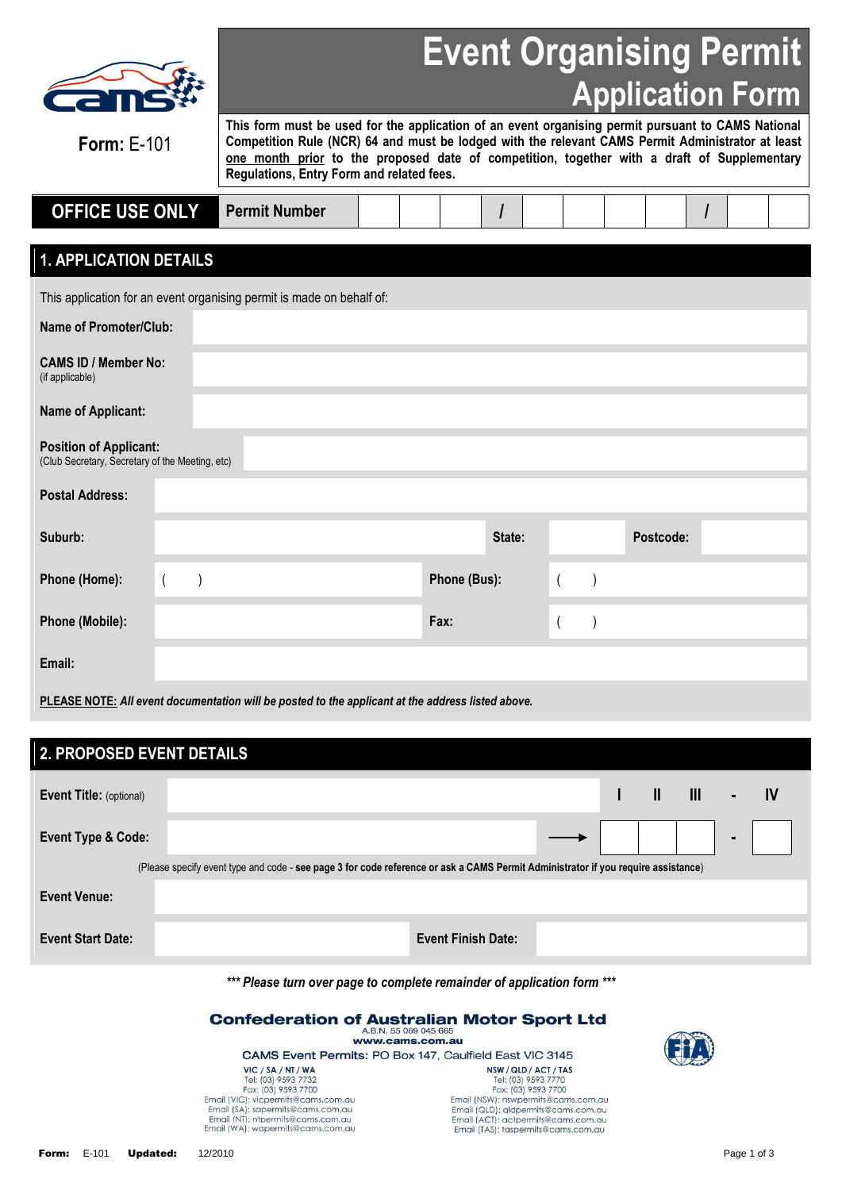# Event Organising Permit Application Form

**Form:** E-101

**This form must be used for the application of an event organising permit pursuant to CAMS National Competition Rule (NCR) 64 and must be lodged with the relevant CAMS Permit Administrator at least <u>one month prior</u> to the proposed date of competition, together with a draft of Supplementary Regulations, Entry Form and related fees.**

| OFFICE USE ONLY | Permit Number | | | | / | | | | | / | | |
|---|---|---|---|---|---|---|---|---|---|---|---|---|

## 1. APPLICATION DETAILS

This application for an event organising permit is made on behalf of:

| | | | |
|---|---|---|---|
| **Name of Promoter/Club:** | | | |
| **CAMS ID / Member No:** (if applicable) | | | |
| **Name of Applicant:** | | | |
| **Position of Applicant:** (Club Secretary, Secretary of the Meeting, etc) | | | |
| **Postal Address:** | | | |
| **Suburb:** | | **State:** | **Postcode:** |
| **Phone (Home):** | (    ) | **Phone (Bus):** | (    ) |
| **Phone (Mobile):** | | **Fax:** | (    ) |
| **Email:** | | | |

**<u>PLEASE NOTE:</u>** ***All event documentation will be posted to the applicant at the address listed above.***

## 2. PROPOSED EVENT DETAILS

| | | | | | | | |
|---|---|---|---|---|---|---|---|
| **Event Title:** (optional) | | | **I** | **II** | **III** | **-** | **IV** |
| **Event Type & Code:** | | → | | | | **-** | |

(Please specify event type and code - **see page 3 for code reference or ask a CAMS Permit Administrator if you require assistance**)

| | | | |
|---|---|---|---|
| **Event Venue:** | | | |
| **Event Start Date:** | | **Event Finish Date:** | |

***\*\*\* Please turn over page to complete remainder of application form \*\*\****

**Confederation of Australian Motor Sport Ltd**
A.B.N. 55 069 045 665
**www.cams.com.au**

CAMS Event Permits: PO Box 147, Caulfield East VIC 3145

**VIC / SA / NT / WA**
Tel: (03) 9593 7732
Fax: (03) 9593 7700
Email (VIC): vicpermits@cams.com.au
Email (SA): sapermits@cams.com.au
Email (NT): ntpermits@cams.com.au
Email (WA): wapermits@cams.com.au

**NSW / QLD / ACT / TAS**
Tel: (03) 9593 7770
Fax: (03) 9593 7700
Email (NSW): nswpermits@cams.com.au
Email (QLD): qldpermits@cams.com.au
Email (ACT): actpermits@cams.com.au
Email (TAS): taspermits@cams.com.au

**Form:** E-101 **Updated:** 12/2010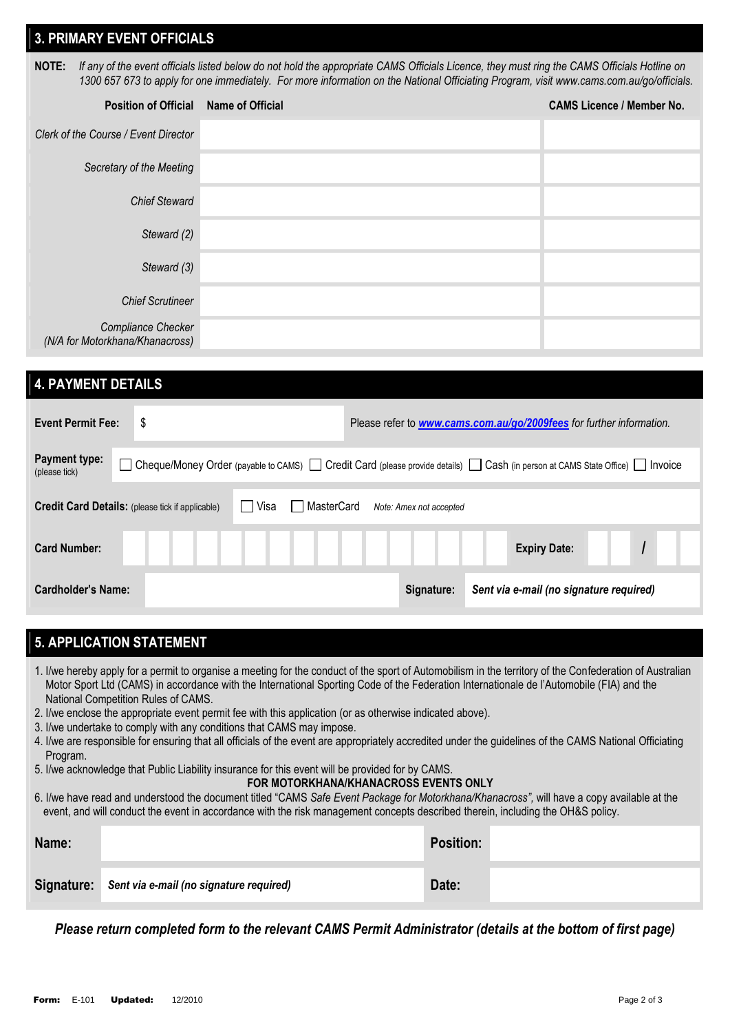## 3. PRIMARY EVENT OFFICIALS

**NOTE:** *If any of the event officials listed below do not hold the appropriate CAMS Officials Licence, they must ring the CAMS Officials Hotline on 1300 657 673 to apply for one immediately. For more information on the National Officiating Program, visit www.cams.com.au/go/officials.*

| Position of Official | Name of Official | CAMS Licence / Member No. |
|---|---|---|
| *Clerk of the Course / Event Director* | | |
| *Secretary of the Meeting* | | |
| *Chief Steward* | | |
| *Steward (2)* | | |
| *Steward (3)* | | |
| *Chief Scrutineer* | | |
| *Compliance Checker (N/A for Motorkhana/Khanacross)* | | |

## 4. PAYMENT DETAILS

**Event Permit Fee:** $ &nbsp;&nbsp; Please refer to ***www.cams.com.au/go/2009fees*** *for further information.*

**Payment type:** (please tick) ☐ Cheque/Money Order (payable to CAMS) ☐ Credit Card (please provide details) ☐ Cash (in person at CAMS State Office) ☐ Invoice

**Credit Card Details:** (please tick if applicable) ☐ Visa ☐ MasterCard *Note: Amex not accepted*

**Card Number:** &nbsp;&nbsp; **Expiry Date:** /

**Cardholder's Name:** &nbsp;&nbsp; **Signature:** ***Sent via e-mail (no signature required)***

## 5. APPLICATION STATEMENT

1. I/we hereby apply for a permit to organise a meeting for the conduct of the sport of Automobilism in the territory of the Confederation of Australian Motor Sport Ltd (CAMS) in accordance with the International Sporting Code of the Federation Internationale de l'Automobile (FIA) and the National Competition Rules of CAMS.
2. I/we enclose the appropriate event permit fee with this application (or as otherwise indicated above).
3. I/we undertake to comply with any conditions that CAMS may impose.
4. I/we are responsible for ensuring that all officials of the event are appropriately accredited under the guidelines of the CAMS National Officiating Program.
5. I/we acknowledge that Public Liability insurance for this event will be provided for by CAMS.

**FOR MOTORKHANA/KHANACROSS EVENTS ONLY**

6. I/we have read and understood the document titled "CAMS *Safe Event Package for Motorkhana/Khanacross"*, will have a copy available at the event, and will conduct the event in accordance with the risk management concepts described therein, including the OH&S policy.

| **Name:** | | **Position:** | |
|---|---|---|---|
| **Signature:** | ***Sent via e-mail (no signature required)*** | **Date:** | |

***Please return completed form to the relevant CAMS Permit Administrator (details at the bottom of first page)***

**Form:** E-101 **Updated:** 12/2010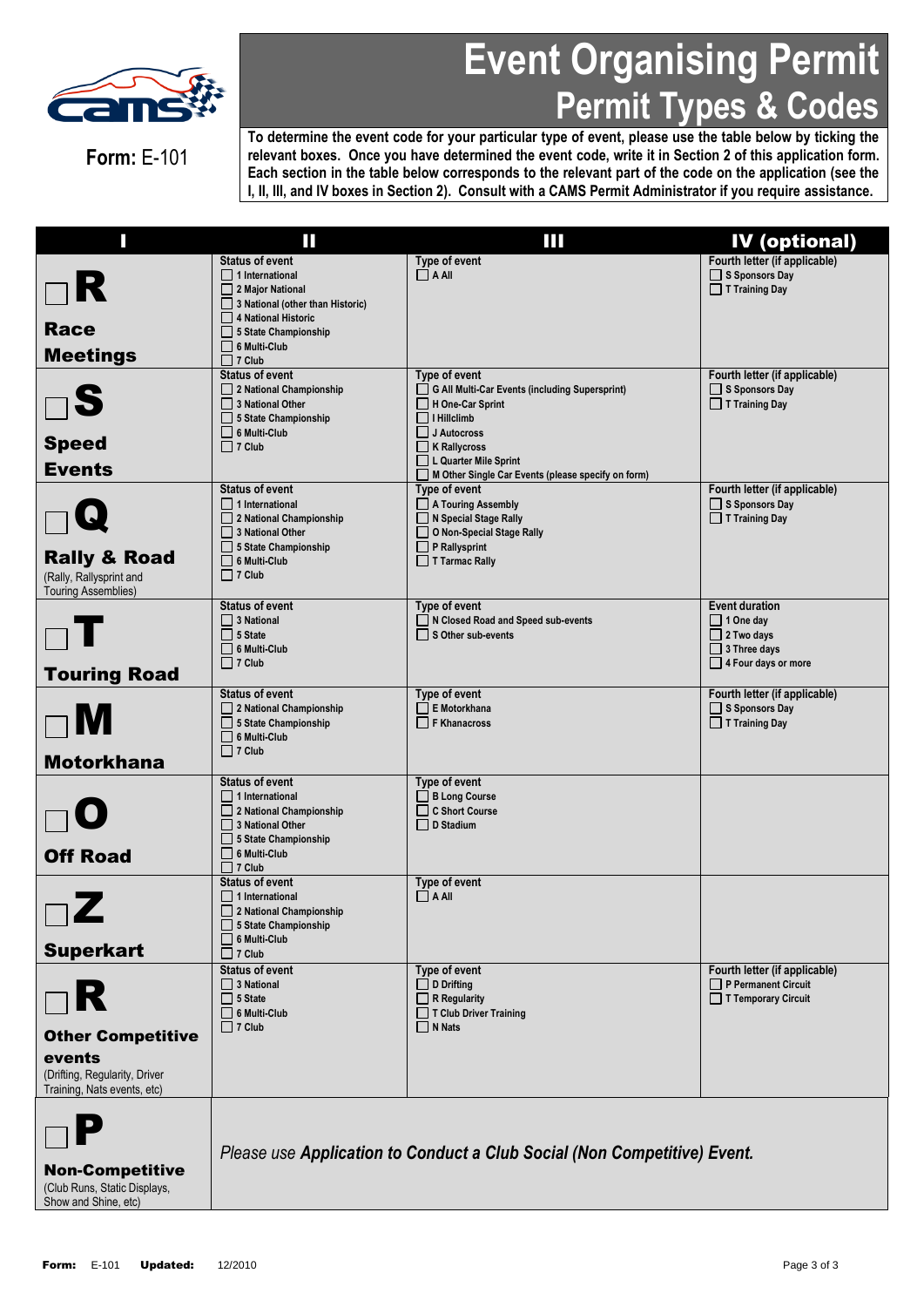**Form:** E-101

# Event Organising Permit
## Permit Types & Codes

**To determine the event code for your particular type of event, please use the table below by ticking the relevant boxes. Once you have determined the event code, write it in Section 2 of this application form. Each section in the table below corresponds to the relevant part of the code on the application (see the I, II, III, and IV boxes in Section 2). Consult with a CAMS Permit Administrator if you require assistance.**

| I | II | III | IV (optional) |
|---|---|---|---|
| ☐ **R** **Race Meetings** | Status of event<br>☐ 1 International<br>☐ 2 Major National<br>☐ 3 National (other than Historic)<br>☐ 4 National Historic<br>☐ 5 State Championship<br>☐ 6 Multi-Club<br>☐ 7 Club | Type of event<br>☐ A All | Fourth letter (if applicable)<br>☐ S Sponsors Day<br>☐ T Training Day |
| ☐ **S** **Speed Events** | Status of event<br>☐ 2 National Championship<br>☐ 3 National Other<br>☐ 5 State Championship<br>☐ 6 Multi-Club<br>☐ 7 Club | Type of event<br>☐ G All Multi-Car Events (including Supersprint)<br>☐ H One-Car Sprint<br>☐ I Hillclimb<br>☐ J Autocross<br>☐ K Rallycross<br>☐ L Quarter Mile Sprint<br>☐ M Other Single Car Events (please specify on form) | Fourth letter (if applicable)<br>☐ S Sponsors Day<br>☐ T Training Day |
| ☐ **Q** **Rally & Road** (Rally, Rallysprint and Touring Assemblies) | Status of event<br>☐ 1 International<br>☐ 2 National Championship<br>☐ 3 National Other<br>☐ 5 State Championship<br>☐ 6 Multi-Club<br>☐ 7 Club | Type of event<br>☐ A Touring Assembly<br>☐ N Special Stage Rally<br>☐ O Non-Special Stage Rally<br>☐ P Rallysprint<br>☐ T Tarmac Rally | Fourth letter (if applicable)<br>☐ S Sponsors Day<br>☐ T Training Day |
| ☐ **T** **Touring Road** | Status of event<br>☐ 3 National<br>☐ 5 State<br>☐ 6 Multi-Club<br>☐ 7 Club | Type of event<br>☐ N Closed Road and Speed sub-events<br>☐ S Other sub-events | Event duration<br>☐ 1 One day<br>☐ 2 Two days<br>☐ 3 Three days<br>☐ 4 Four days or more |
| ☐ **M** **Motorkhana** | Status of event<br>☐ 2 National Championship<br>☐ 5 State Championship<br>☐ 6 Multi-Club<br>☐ 7 Club | Type of event<br>☐ E Motorkhana<br>☐ F Khanacross | Fourth letter (if applicable)<br>☐ S Sponsors Day<br>☐ T Training Day |
| ☐ **O** **Off Road** | Status of event<br>☐ 1 International<br>☐ 2 National Championship<br>☐ 3 National Other<br>☐ 5 State Championship<br>☐ 6 Multi-Club<br>☐ 7 Club | Type of event<br>☐ B Long Course<br>☐ C Short Course<br>☐ D Stadium | |
| ☐ **Z** **Superkart** | Status of event<br>☐ 1 International<br>☐ 2 National Championship<br>☐ 5 State Championship<br>☐ 6 Multi-Club<br>☐ 7 Club | Type of event<br>☐ A All | |
| ☐ **R** **Other Competitive events** (Drifting, Regularity, Driver Training, Nats events, etc) | Status of event<br>☐ 3 National<br>☐ 5 State<br>☐ 6 Multi-Club<br>☐ 7 Club | Type of event<br>☐ D Drifting<br>☐ R Regularity<br>☐ T Club Driver Training<br>☐ N Nats | Fourth letter (if applicable)<br>☐ P Permanent Circuit<br>☐ T Temporary Circuit |
| ☐ **P** **Non-Competitive** (Club Runs, Static Displays, Show and Shine, etc) | *Please use **Application to Conduct a Club Social (Non Competitive) Event.*** | | |

**Form:** E-101 **Updated:** 12/2010